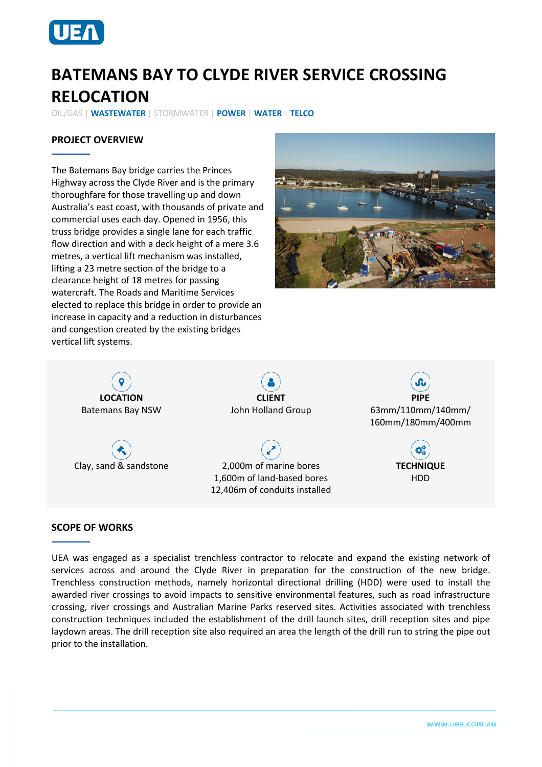# BATEMANS BAY TO CLYDE RIVER SERVICE CROSSING RELOCATION

OIL/GAS | **WASTEWATER** | STORMWATER | **POWER** | **WATER** | **TELCO**

## PROJECT OVERVIEW

The Batemans Bay bridge carries the Princes Highway across the Clyde River and is the primary thoroughfare for those travelling up and down Australia's east coast, with thousands of private and commercial uses each day. Opened in 1956, this truss bridge provides a single lane for each traffic flow direction and with a deck height of a mere 3.6 metres, a vertical lift mechanism was installed, lifting a 23 metre section of the bridge to a clearance height of 18 metres for passing watercraft. The Roads and Maritime Services elected to replace this bridge in order to provide an increase in capacity and a reduction in disturbances and congestion created by the existing bridges vertical lift systems.

**LOCATION**
Batemans Bay NSW

**CLIENT**
John Holland Group

**PIPE**
63mm/110mm/140mm/160mm/180mm/400mm

Clay, sand & sandstone

2,000m of marine bores
1,600m of land-based bores
12,406m of conduits installed

**TECHNIQUE**
HDD

## SCOPE OF WORKS

UEA was engaged as a specialist trenchless contractor to relocate and expand the existing network of services across and around the Clyde River in preparation for the construction of the new bridge. Trenchless construction methods, namely horizontal directional drilling (HDD) were used to install the awarded river crossings to avoid impacts to sensitive environmental features, such as road infrastructure crossing, river crossings and Australian Marine Parks reserved sites. Activities associated with trenchless construction techniques included the establishment of the drill launch sites, drill reception sites and pipe laydown areas. The drill reception site also required an area the length of the drill run to string the pipe out prior to the installation.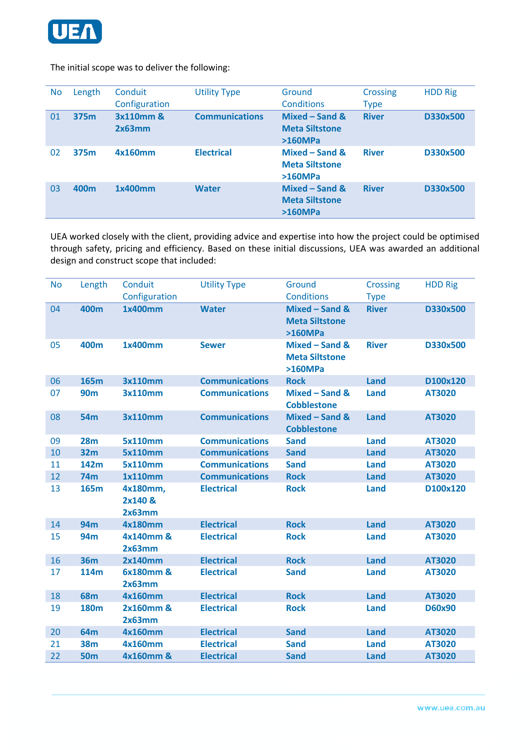The initial scope was to deliver the following:

| No | Length | Conduit Configuration | Utility Type | Ground Conditions | Crossing Type | HDD Rig |
|---|---|---|---|---|---|---|
| 01 | **375m** | **3x110mm & 2x63mm** | **Communications** | **Mixed – Sand & Meta Siltstone >160MPa** | **River** | **D330x500** |
| 02 | **375m** | **4x160mm** | **Electrical** | **Mixed – Sand & Meta Siltstone >160MPa** | **River** | **D330x500** |
| 03 | **400m** | **1x400mm** | **Water** | **Mixed – Sand & Meta Siltstone >160MPa** | **River** | **D330x500** |

UEA worked closely with the client, providing advice and expertise into how the project could be optimised through safety, pricing and efficiency. Based on these initial discussions, UEA was awarded an additional design and construct scope that included:

| No | Length | Conduit Configuration | Utility Type | Ground Conditions | Crossing Type | HDD Rig |
|---|---|---|---|---|---|---|
| 04 | **400m** | **1x400mm** | **Water** | **Mixed – Sand & Meta Siltstone >160MPa** | **River** | **D330x500** |
| 05 | **400m** | **1x400mm** | **Sewer** | **Mixed – Sand & Meta Siltstone >160MPa** | **River** | **D330x500** |
| 06 | **165m** | **3x110mm** | **Communications** | **Rock** | **Land** | **D100x120** |
| 07 | **90m** | **3x110mm** | **Communications** | **Mixed – Sand & Cobblestone** | **Land** | **AT3020** |
| 08 | **54m** | **3x110mm** | **Communications** | **Mixed – Sand & Cobblestone** | **Land** | **AT3020** |
| 09 | **28m** | **5x110mm** | **Communications** | **Sand** | **Land** | **AT3020** |
| 10 | **32m** | **5x110mm** | **Communications** | **Sand** | **Land** | **AT3020** |
| 11 | **142m** | **5x110mm** | **Communications** | **Sand** | **Land** | **AT3020** |
| 12 | **74m** | **1x110mm** | **Communications** | **Rock** | **Land** | **AT3020** |
| 13 | **165m** | **4x180mm, 2x140 & 2x63mm** | **Electrical** | **Rock** | **Land** | **D100x120** |
| 14 | **94m** | **4x180mm** | **Electrical** | **Rock** | **Land** | **AT3020** |
| 15 | **94m** | **4x140mm & 2x63mm** | **Electrical** | **Rock** | **Land** | **AT3020** |
| 16 | **36m** | **2x140mm** | **Electrical** | **Rock** | **Land** | **AT3020** |
| 17 | **114m** | **6x180mm & 2x63mm** | **Electrical** | **Sand** | **Land** | **AT3020** |
| 18 | **68m** | **4x160mm** | **Electrical** | **Rock** | **Land** | **AT3020** |
| 19 | **180m** | **2x160mm & 2x63mm** | **Electrical** | **Rock** | **Land** | **D60x90** |
| 20 | **64m** | **4x160mm** | **Electrical** | **Sand** | **Land** | **AT3020** |
| 21 | **38m** | **4x160mm** | **Electrical** | **Sand** | **Land** | **AT3020** |
| 22 | **50m** | **4x160mm &** | **Electrical** | **Sand** | **Land** | **AT3020** |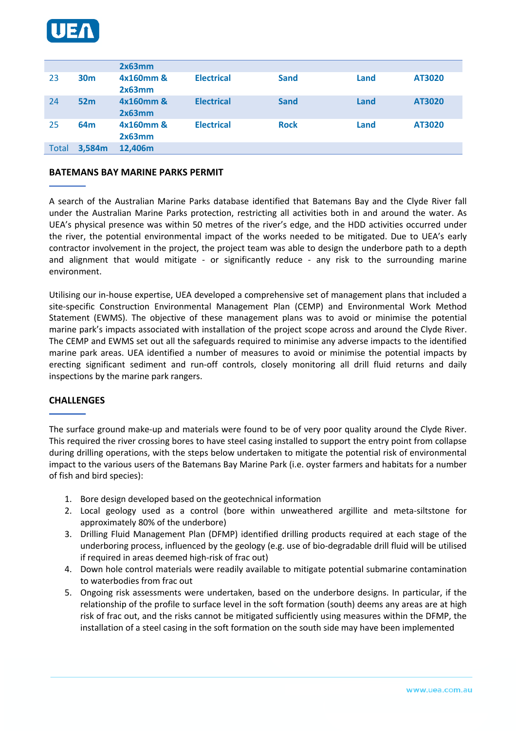| | | | | | | |
|---|---|---|---|---|---|---|
| | | 2x63mm | | | | |
| 23 | 30m | 4x160mm & 2x63mm | Electrical | Sand | Land | AT3020 |
| 24 | 52m | 4x160mm & 2x63mm | Electrical | Sand | Land | AT3020 |
| 25 | 64m | 4x160mm & 2x63mm | Electrical | Rock | Land | AT3020 |
| Total | 3,584m | 12,406m | | | | |

## BATEMANS BAY MARINE PARKS PERMIT

A search of the Australian Marine Parks database identified that Batemans Bay and the Clyde River fall under the Australian Marine Parks protection, restricting all activities both in and around the water. As UEA's physical presence was within 50 metres of the river's edge, and the HDD activities occurred under the river, the potential environmental impact of the works needed to be mitigated. Due to UEA's early contractor involvement in the project, the project team was able to design the underbore path to a depth and alignment that would mitigate - or significantly reduce - any risk to the surrounding marine environment.

Utilising our in-house expertise, UEA developed a comprehensive set of management plans that included a site-specific Construction Environmental Management Plan (CEMP) and Environmental Work Method Statement (EWMS). The objective of these management plans was to avoid or minimise the potential marine park's impacts associated with installation of the project scope across and around the Clyde River. The CEMP and EWMS set out all the safeguards required to minimise any adverse impacts to the identified marine park areas. UEA identified a number of measures to avoid or minimise the potential impacts by erecting significant sediment and run-off controls, closely monitoring all drill fluid returns and daily inspections by the marine park rangers.

## CHALLENGES

The surface ground make-up and materials were found to be of very poor quality around the Clyde River. This required the river crossing bores to have steel casing installed to support the entry point from collapse during drilling operations, with the steps below undertaken to mitigate the potential risk of environmental impact to the various users of the Batemans Bay Marine Park (i.e. oyster farmers and habitats for a number of fish and bird species):

1. Bore design developed based on the geotechnical information
2. Local geology used as a control (bore within unweathered argillite and meta-siltstone for approximately 80% of the underbore)
3. Drilling Fluid Management Plan (DFMP) identified drilling products required at each stage of the underboring process, influenced by the geology (e.g. use of bio-degradable drill fluid will be utilised if required in areas deemed high-risk of frac out)
4. Down hole control materials were readily available to mitigate potential submarine contamination to waterbodies from frac out
5. Ongoing risk assessments were undertaken, based on the underbore designs. In particular, if the relationship of the profile to surface level in the soft formation (south) deems any areas are at high risk of frac out, and the risks cannot be mitigated sufficiently using measures within the DFMP, the installation of a steel casing in the soft formation on the south side may have been implemented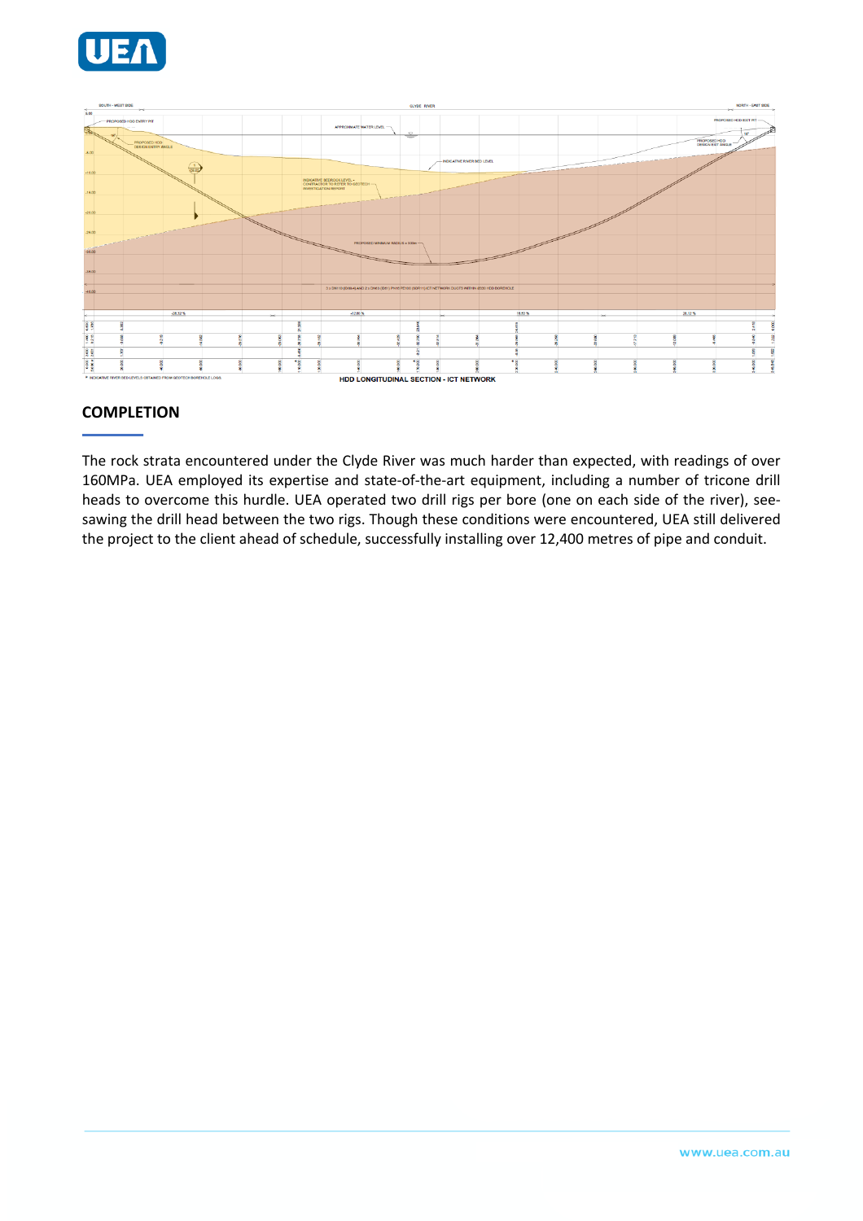SOUTH - WEST SIDE

CLYDE RIVER

NORTH - EAST SIDE

PROPOSED HDD ENTRY PIT

APPROXIMATE WATER LEVEL

PROPOSED HDD EXIT PIT

PROPOSED HDD DESIGN ENTRY ANGLE

PROPOSED HDD DESIGN EXIT ANGLE

INDICATIVE RIVER BED LEVEL

INDICATIVE BEDROCK LEVEL - CONTRACTOR TO REFER TO GEOTECH INVESTIGATION REPORT

PROPOSED MINIMUM RADIUS ≥ 300m

INDICATIVE RIVER BED LEVELS OBTAINED FROM GEOTECH BOREHOLE LOGS

HDD LONGITUDINAL SECTION - ICT NETWORK

## COMPLETION

The rock strata encountered under the Clyde River was much harder than expected, with readings of over 160MPa. UEA employed its expertise and state-of-the-art equipment, including a number of tricone drill heads to overcome this hurdle. UEA operated two drill rigs per bore (one on each side of the river), see-sawing the drill head between the two rigs. Though these conditions were encountered, UEA still delivered the project to the client ahead of schedule, successfully installing over 12,400 metres of pipe and conduit.